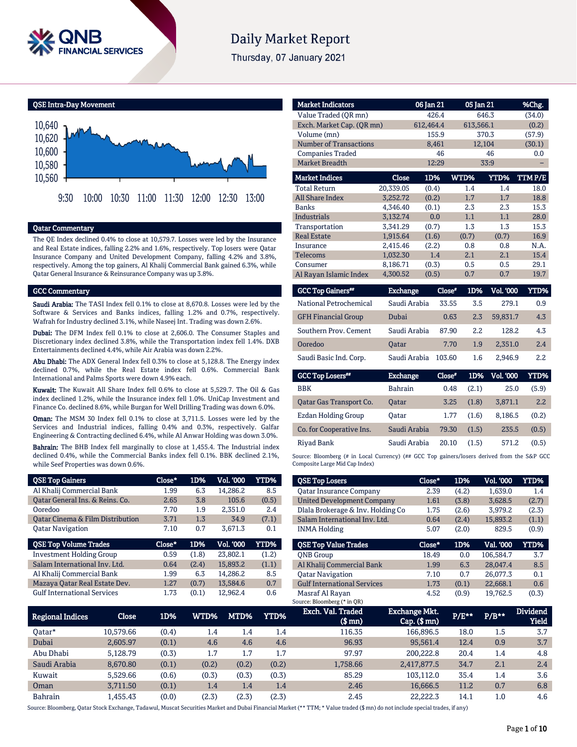# Daily Market Report

Thursday, 07 January 2021

## QSE Intra-Day Movement

10,640
10,620
10,600
10,580
10,560

9:30 10:00 10:30 11:00 11:30 12:00 12:30 13:00

## Qatar Commentary

The QE Index declined 0.4% to close at 10,579.7. Losses were led by the Insurance and Real Estate indices, falling 2.2% and 1.6%, respectively. Top losers were Qatar Insurance Company and United Development Company, falling 4.2% and 3.8%, respectively. Among the top gainers, Al Khalij Commercial Bank gained 6.3%, while Qatar General Insurance & Reinsurance Company was up 3.8%.

## GCC Commentary

**Saudi Arabia:** The TASI Index fell 0.1% to close at 8,670.8. Losses were led by the Software & Services and Banks indices, falling 1.2% and 0.7%, respectively. Wafrah for Industry declined 3.1%, while Naseej Int. Trading was down 2.6%.

**Dubai:** The DFM Index fell 0.1% to close at 2,606.0. The Consumer Staples and Discretionary index declined 3.8%, while the Transportation index fell 1.4%. DXB Entertainments declined 4.4%, while Air Arabia was down 2.2%.

**Abu Dhabi:** The ADX General Index fell 0.3% to close at 5,128.8. The Energy index declined 0.7%, while the Real Estate index fell 0.6%. Commercial Bank International and Palms Sports were down 4.9% each.

**Kuwait:** The Kuwait All Share Index fell 0.6% to close at 5,529.7. The Oil & Gas index declined 1.2%, while the Insurance index fell 1.0%. UniCap Investment and Finance Co. declined 8.6%, while Burgan for Well Drilling Trading was down 6.0%.

**Oman:** The MSM 30 Index fell 0.1% to close at 3,711.5. Losses were led by the Services and Industrial indices, falling 0.4% and 0.3%, respectively. Galfar Engineering & Contracting declined 6.4%, while Al Anwar Holding was down 3.0%.

**Bahrain:** The BHB Index fell marginally to close at 1,455.4. The Industrial index declined 0.4%, while the Commercial Banks index fell 0.1%. BBK declined 2.1%, while Seef Properties was down 0.6%.

| Market Indicators | 06 Jan 21 | 05 Jan 21 | %Chg. |
|---|---|---|---|
| Value Traded (QR mn) | 426.4 | 646.3 | (34.0) |
| Exch. Market Cap. (QR mn) | 612,464.4 | 613,566.1 | (0.2) |
| Volume (mn) | 155.9 | 370.3 | (57.9) |
| Number of Transactions | 8,461 | 12,104 | (30.1) |
| Companies Traded | 46 | 46 | 0.0 |
| Market Breadth | 12:29 | 33:9 | – |

| Market Indices | Close | 1D% | WTD% | YTD% | TTM P/E |
|---|---|---|---|---|---|
| Total Return | 20,339.05 | (0.4) | 1.4 | 1.4 | 18.0 |
| All Share Index | 3,252.72 | (0.2) | 1.7 | 1.7 | 18.8 |
| Banks | 4,346.40 | (0.1) | 2.3 | 2.3 | 15.3 |
| Industrials | 3,132.74 | 0.0 | 1.1 | 1.1 | 28.0 |
| Transportation | 3,341.29 | (0.7) | 1.3 | 1.3 | 15.3 |
| Real Estate | 1,915.64 | (1.6) | (0.7) | (0.7) | 16.9 |
| Insurance | 2,415.46 | (2.2) | 0.8 | 0.8 | N.A. |
| Telecoms | 1,032.30 | 1.4 | 2.1 | 2.1 | 15.4 |
| Consumer | 8,186.71 | (0.3) | 0.5 | 0.5 | 29.1 |
| Al Rayan Islamic Index | 4,300.52 | (0.5) | 0.7 | 0.7 | 19.7 |

| GCC Top Gainers## | Exchange | Close# | 1D% | Vol. '000 | YTD% |
|---|---|---|---|---|---|
| National Petrochemical | Saudi Arabia | 33.55 | 3.5 | 279.1 | 0.9 |
| GFH Financial Group | Dubai | 0.63 | 2.3 | 59,831.7 | 4.3 |
| Southern Prov. Cement | Saudi Arabia | 87.90 | 2.2 | 128.2 | 4.3 |
| Ooredoo | Qatar | 7.70 | 1.9 | 2,351.0 | 2.4 |
| Saudi Basic Ind. Corp. | Saudi Arabia | 103.60 | 1.6 | 2,946.9 | 2.2 |

| GCC Top Losers## | Exchange | Close# | 1D% | Vol. '000 | YTD% |
|---|---|---|---|---|---|
| BBK | Bahrain | 0.48 | (2.1) | 25.0 | (5.9) |
| Qatar Gas Transport Co. | Qatar | 3.25 | (1.8) | 3,871.1 | 2.2 |
| Ezdan Holding Group | Qatar | 1.77 | (1.6) | 8,186.5 | (0.2) |
| Co. for Cooperative Ins. | Saudi Arabia | 79.30 | (1.5) | 235.5 | (0.5) |
| Riyad Bank | Saudi Arabia | 20.10 | (1.5) | 571.2 | (0.5) |

Source: Bloomberg (# in Local Currency) (## GCC Top gainers/losers derived from the S&P GCC Composite Large Mid Cap Index)

| QSE Top Gainers | Close* | 1D% | Vol. '000 | YTD% |
|---|---|---|---|---|
| Al Khalij Commercial Bank | 1.99 | 6.3 | 14,286.2 | 8.5 |
| Qatar General Ins. & Reins. Co. | 2.65 | 3.8 | 105.6 | (0.5) |
| Ooredoo | 7.70 | 1.9 | 2,351.0 | 2.4 |
| Qatar Cinema & Film Distribution | 3.71 | 1.3 | 34.9 | (7.1) |
| Qatar Navigation | 7.10 | 0.7 | 3,671.3 | 0.1 |

| QSE Top Volume Trades | Close* | 1D% | Vol. '000 | YTD% |
|---|---|---|---|---|
| Investment Holding Group | 0.59 | (1.8) | 23,802.1 | (1.2) |
| Salam International Inv. Ltd. | 0.64 | (2.4) | 15,893.2 | (1.1) |
| Al Khalij Commercial Bank | 1.99 | 6.3 | 14,286.2 | 8.5 |
| Mazaya Qatar Real Estate Dev. | 1.27 | (0.7) | 13,584.6 | 0.7 |
| Gulf International Services | 1.73 | (0.1) | 12,962.4 | 0.6 |

| QSE Top Losers | Close* | 1D% | Vol. '000 | YTD% |
|---|---|---|---|---|
| Qatar Insurance Company | 2.39 | (4.2) | 1,639.0 | 1.4 |
| United Development Company | 1.61 | (3.8) | 3,628.5 | (2.7) |
| Dlala Brokerage & Inv. Holding Co | 1.75 | (2.6) | 3,979.2 | (2.3) |
| Salam International Inv. Ltd. | 0.64 | (2.4) | 15,893.2 | (1.1) |
| INMA Holding | 5.07 | (2.0) | 829.5 | (0.9) |

| QSE Top Value Trades | Close* | 1D% | Val. '000 | YTD% |
|---|---|---|---|---|
| QNB Group | 18.49 | 0.0 | 106,584.7 | 3.7 |
| Al Khalij Commercial Bank | 1.99 | 6.3 | 28,047.4 | 8.5 |
| Qatar Navigation | 7.10 | 0.7 | 26,077.3 | 0.1 |
| Gulf International Services | 1.73 | (0.1) | 22,668.1 | 0.6 |
| Masraf Al Rayan | 4.52 | (0.9) | 19,762.5 | (0.3) |

Source: Bloomberg (* in QR)

| Regional Indices | Close | 1D% | WTD% | MTD% | YTD% | Exch. Val. Traded ($ mn) | Exchange Mkt. Cap. ($ mn) | P/E** | P/B** | Dividend Yield |
|---|---|---|---|---|---|---|---|---|---|---|
| Qatar* | 10,579.66 | (0.4) | 1.4 | 1.4 | 1.4 | 116.35 | 166,896.5 | 18.0 | 1.5 | 3.7 |
| Dubai | 2,605.97 | (0.1) | 4.6 | 4.6 | 4.6 | 96.93 | 95,561.4 | 12.4 | 0.9 | 3.7 |
| Abu Dhabi | 5,128.79 | (0.3) | 1.7 | 1.7 | 1.7 | 97.97 | 200,222.8 | 20.4 | 1.4 | 4.8 |
| Saudi Arabia | 8,670.80 | (0.1) | (0.2) | (0.2) | (0.2) | 1,758.66 | 2,417,877.5 | 34.7 | 2.1 | 2.4 |
| Kuwait | 5,529.66 | (0.6) | (0.3) | (0.3) | (0.3) | 85.29 | 103,112.0 | 35.4 | 1.4 | 3.6 |
| Oman | 3,711.50 | (0.1) | 1.4 | 1.4 | 1.4 | 2.46 | 16,666.5 | 11.2 | 0.7 | 6.8 |
| Bahrain | 1,455.43 | (0.0) | (2.3) | (2.3) | (2.3) | 2.45 | 22,222.3 | 14.1 | 1.0 | 4.6 |

Source: Bloomberg, Qatar Stock Exchange, Tadawul, Muscat Securities Market and Dubai Financial Market (** TTM; * Value traded ($ mn) do not include special trades, if any)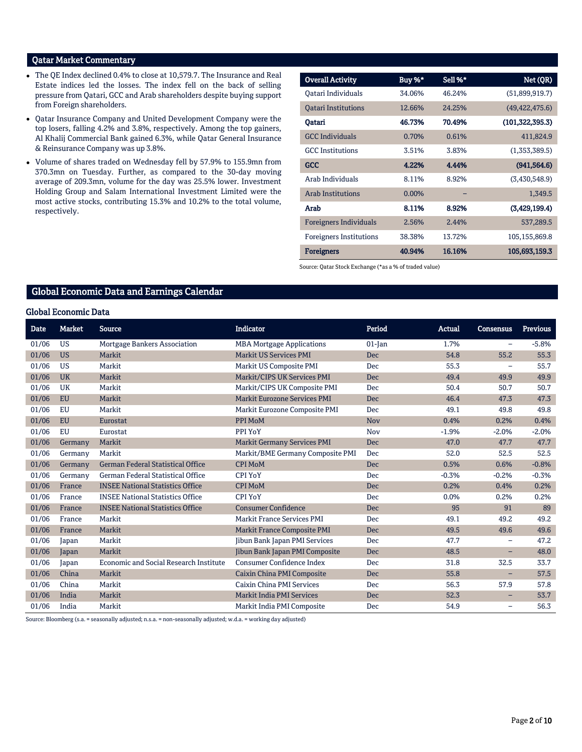## Qatar Market Commentary

- The QE Index declined 0.4% to close at 10,579.7. The Insurance and Real Estate indices led the losses. The index fell on the back of selling pressure from Qatari, GCC and Arab shareholders despite buying support from Foreign shareholders.
- Qatar Insurance Company and United Development Company were the top losers, falling 4.2% and 3.8%, respectively. Among the top gainers, Al Khalij Commercial Bank gained 6.3%, while Qatar General Insurance & Reinsurance Company was up 3.8%.
- Volume of shares traded on Wednesday fell by 57.9% to 155.9mn from 370.3mn on Tuesday. Further, as compared to the 30-day moving average of 209.3mn, volume for the day was 25.5% lower. Investment Holding Group and Salam International Investment Limited were the most active stocks, contributing 15.3% and 10.2% to the total volume, respectively.

| Overall Activity | Buy %* | Sell %* | Net (QR) |
|---|---|---|---|
| Qatari Individuals | 34.06% | 46.24% | (51,899,919.7) |
| Qatari Institutions | 12.66% | 24.25% | (49,422,475.6) |
| **Qatari** | **46.73%** | **70.49%** | **(101,322,395.3)** |
| GCC Individuals | 0.70% | 0.61% | 411,824.9 |
| GCC Institutions | 3.51% | 3.83% | (1,353,389.5) |
| **GCC** | **4.22%** | **4.44%** | **(941,564.6)** |
| Arab Individuals | 8.11% | 8.92% | (3,430,548.9) |
| Arab Institutions | 0.00% | – | 1,349.5 |
| **Arab** | **8.11%** | **8.92%** | **(3,429,199.4)** |
| Foreigners Individuals | 2.56% | 2.44% | 537,289.5 |
| Foreigners Institutions | 38.38% | 13.72% | 105,155,869.8 |
| **Foreigners** | **40.94%** | **16.16%** | **105,693,159.3** |

Source: Qatar Stock Exchange (*as a % of traded value)

## Global Economic Data and Earnings Calendar

### Global Economic Data

| Date | Market | Source | Indicator | Period | Actual | Consensus | Previous |
|---|---|---|---|---|---|---|---|
| 01/06 | US | Mortgage Bankers Association | MBA Mortgage Applications | 01-Jan | 1.7% | – | -5.8% |
| 01/06 | US | Markit | Markit US Services PMI | Dec | 54.8 | 55.2 | 55.3 |
| 01/06 | US | Markit | Markit US Composite PMI | Dec | 55.3 | – | 55.7 |
| 01/06 | UK | Markit | Markit/CIPS UK Services PMI | Dec | 49.4 | 49.9 | 49.9 |
| 01/06 | UK | Markit | Markit/CIPS UK Composite PMI | Dec | 50.4 | 50.7 | 50.7 |
| 01/06 | EU | Markit | Markit Eurozone Services PMI | Dec | 46.4 | 47.3 | 47.3 |
| 01/06 | EU | Markit | Markit Eurozone Composite PMI | Dec | 49.1 | 49.8 | 49.8 |
| 01/06 | EU | Eurostat | PPI MoM | Nov | 0.4% | 0.2% | 0.4% |
| 01/06 | EU | Eurostat | PPI YoY | Nov | -1.9% | -2.0% | -2.0% |
| 01/06 | Germany | Markit | Markit Germany Services PMI | Dec | 47.0 | 47.7 | 47.7 |
| 01/06 | Germany | Markit | Markit/BME Germany Composite PMI | Dec | 52.0 | 52.5 | 52.5 |
| 01/06 | Germany | German Federal Statistical Office | CPI MoM | Dec | 0.5% | 0.6% | -0.8% |
| 01/06 | Germany | German Federal Statistical Office | CPI YoY | Dec | -0.3% | -0.2% | -0.3% |
| 01/06 | France | INSEE National Statistics Office | CPI MoM | Dec | 0.2% | 0.4% | 0.2% |
| 01/06 | France | INSEE National Statistics Office | CPI YoY | Dec | 0.0% | 0.2% | 0.2% |
| 01/06 | France | INSEE National Statistics Office | Consumer Confidence | Dec | 95 | 91 | 89 |
| 01/06 | France | Markit | Markit France Services PMI | Dec | 49.1 | 49.2 | 49.2 |
| 01/06 | France | Markit | Markit France Composite PMI | Dec | 49.5 | 49.6 | 49.6 |
| 01/06 | Japan | Markit | Jibun Bank Japan PMI Services | Dec | 47.7 | – | 47.2 |
| 01/06 | Japan | Markit | Jibun Bank Japan PMI Composite | Dec | 48.5 | – | 48.0 |
| 01/06 | Japan | Economic and Social Research Institute | Consumer Confidence Index | Dec | 31.8 | 32.5 | 33.7 |
| 01/06 | China | Markit | Caixin China PMI Composite | Dec | 55.8 | – | 57.5 |
| 01/06 | China | Markit | Caixin China PMI Services | Dec | 56.3 | 57.9 | 57.8 |
| 01/06 | India | Markit | Markit India PMI Services | Dec | 52.3 | – | 53.7 |
| 01/06 | India | Markit | Markit India PMI Composite | Dec | 54.9 | – | 56.3 |

Source: Bloomberg (s.a. = seasonally adjusted; n.s.a. = non-seasonally adjusted; w.d.a. = working day adjusted)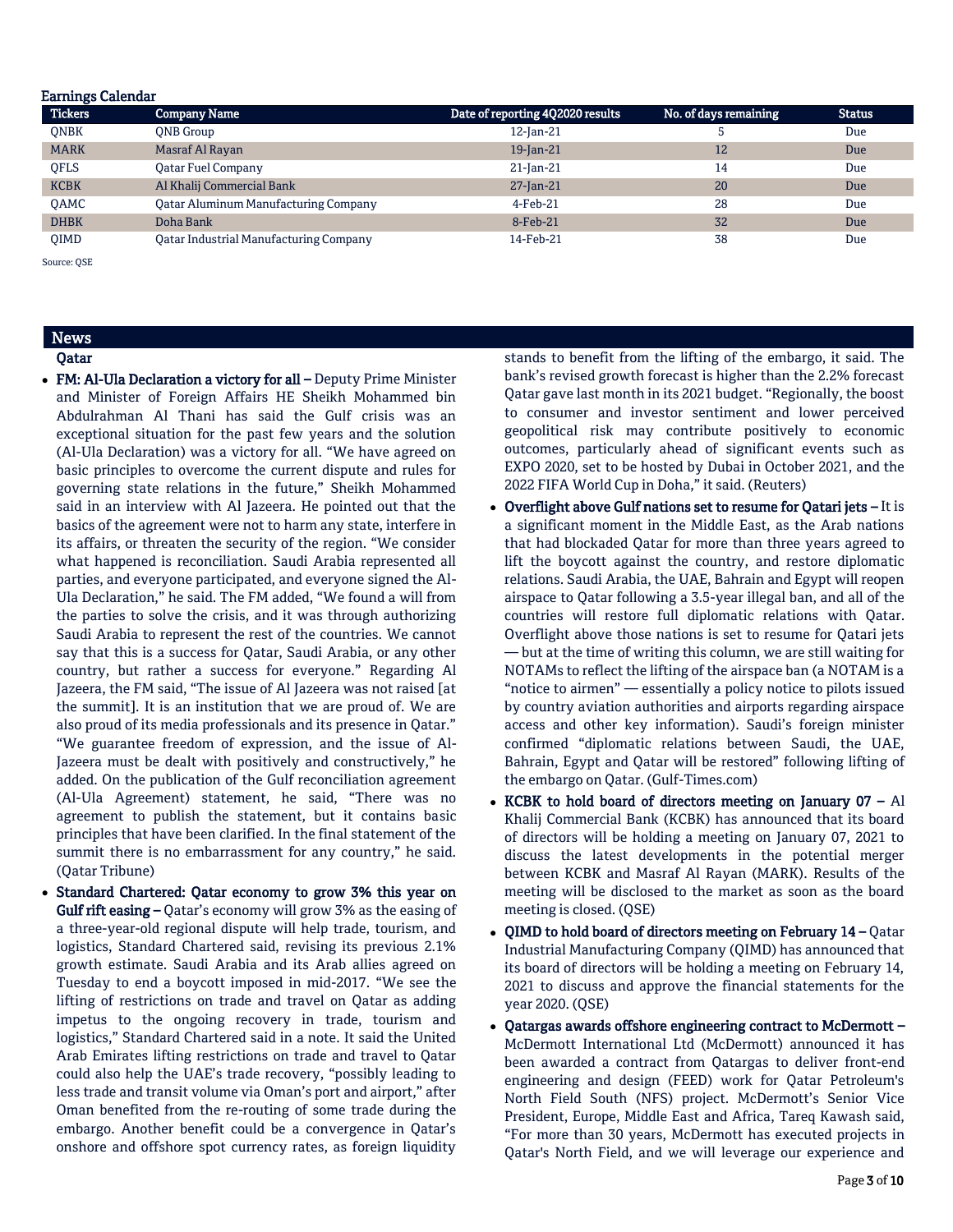## Earnings Calendar

| Tickers | Company Name | Date of reporting 4Q2020 results | No. of days remaining | Status |
|---|---|---|---|---|
| QNBK | QNB Group | 12-Jan-21 | 5 | Due |
| MARK | Masraf Al Rayan | 19-Jan-21 | 12 | Due |
| QFLS | Qatar Fuel Company | 21-Jan-21 | 14 | Due |
| KCBK | Al Khalij Commercial Bank | 27-Jan-21 | 20 | Due |
| QAMC | Qatar Aluminum Manufacturing Company | 4-Feb-21 | 28 | Due |
| DHBK | Doha Bank | 8-Feb-21 | 32 | Due |
| QIMD | Qatar Industrial Manufacturing Company | 14-Feb-21 | 38 | Due |

Source: QSE

## News

### Qatar

- **FM: Al-Ula Declaration a victory for all –** Deputy Prime Minister and Minister of Foreign Affairs HE Sheikh Mohammed bin Abdulrahman Al Thani has said the Gulf crisis was an exceptional situation for the past few years and the solution (Al-Ula Declaration) was a victory for all. "We have agreed on basic principles to overcome the current dispute and rules for governing state relations in the future," Sheikh Mohammed said in an interview with Al Jazeera. He pointed out that the basics of the agreement were not to harm any state, interfere in its affairs, or threaten the security of the region. "We consider what happened is reconciliation. Saudi Arabia represented all parties, and everyone participated, and everyone signed the Al-Ula Declaration," he said. The FM added, "We found a will from the parties to solve the crisis, and it was through authorizing Saudi Arabia to represent the rest of the countries. We cannot say that this is a success for Qatar, Saudi Arabia, or any other country, but rather a success for everyone." Regarding Al Jazeera, the FM said, "The issue of Al Jazeera was not raised [at the summit]. It is an institution that we are proud of. We are also proud of its media professionals and its presence in Qatar." "We guarantee freedom of expression, and the issue of Al-Jazeera must be dealt with positively and constructively," he added. On the publication of the Gulf reconciliation agreement (Al-Ula Agreement) statement, he said, "There was no agreement to publish the statement, but it contains basic principles that have been clarified. In the final statement of the summit there is no embarrassment for any country," he said. (Qatar Tribune)
- **Standard Chartered: Qatar economy to grow 3% this year on Gulf rift easing –** Qatar's economy will grow 3% as the easing of a three-year-old regional dispute will help trade, tourism, and logistics, Standard Chartered said, revising its previous 2.1% growth estimate. Saudi Arabia and its Arab allies agreed on Tuesday to end a boycott imposed in mid-2017. "We see the lifting of restrictions on trade and travel on Qatar as adding impetus to the ongoing recovery in trade, tourism and logistics," Standard Chartered said in a note. It said the United Arab Emirates lifting restrictions on trade and travel to Qatar could also help the UAE's trade recovery, "possibly leading to less trade and transit volume via Oman's port and airport," after Oman benefited from the re-routing of some trade during the embargo. Another benefit could be a convergence in Qatar's onshore and offshore spot currency rates, as foreign liquidity stands to benefit from the lifting of the embargo, it said. The bank's revised growth forecast is higher than the 2.2% forecast Qatar gave last month in its 2021 budget. "Regionally, the boost to consumer and investor sentiment and lower perceived geopolitical risk may contribute positively to economic outcomes, particularly ahead of significant events such as EXPO 2020, set to be hosted by Dubai in October 2021, and the 2022 FIFA World Cup in Doha," it said. (Reuters)
- **Overflight above Gulf nations set to resume for Qatari jets –** It is a significant moment in the Middle East, as the Arab nations that had blockaded Qatar for more than three years agreed to lift the boycott against the country, and restore diplomatic relations. Saudi Arabia, the UAE, Bahrain and Egypt will reopen airspace to Qatar following a 3.5-year illegal ban, and all of the countries will restore full diplomatic relations with Qatar. Overflight above those nations is set to resume for Qatari jets — but at the time of writing this column, we are still waiting for NOTAMs to reflect the lifting of the airspace ban (a NOTAM is a "notice to airmen" — essentially a policy notice to pilots issued by country aviation authorities and airports regarding airspace access and other key information). Saudi's foreign minister confirmed "diplomatic relations between Saudi, the UAE, Bahrain, Egypt and Qatar will be restored" following lifting of the embargo on Qatar. (Gulf-Times.com)
- **KCBK to hold board of directors meeting on January 07 –** Al Khalij Commercial Bank (KCBK) has announced that its board of directors will be holding a meeting on January 07, 2021 to discuss the latest developments in the potential merger between KCBK and Masraf Al Rayan (MARK). Results of the meeting will be disclosed to the market as soon as the board meeting is closed. (QSE)
- **QIMD to hold board of directors meeting on February 14 –** Qatar Industrial Manufacturing Company (QIMD) has announced that its board of directors will be holding a meeting on February 14, 2021 to discuss and approve the financial statements for the year 2020. (QSE)
- **Qatargas awards offshore engineering contract to McDermott –** McDermott International Ltd (McDermott) announced it has been awarded a contract from Qatargas to deliver front-end engineering and design (FEED) work for Qatar Petroleum's North Field South (NFS) project. McDermott's Senior Vice President, Europe, Middle East and Africa, Tareq Kawash said, "For more than 30 years, McDermott has executed projects in Qatar's North Field, and we will leverage our experience and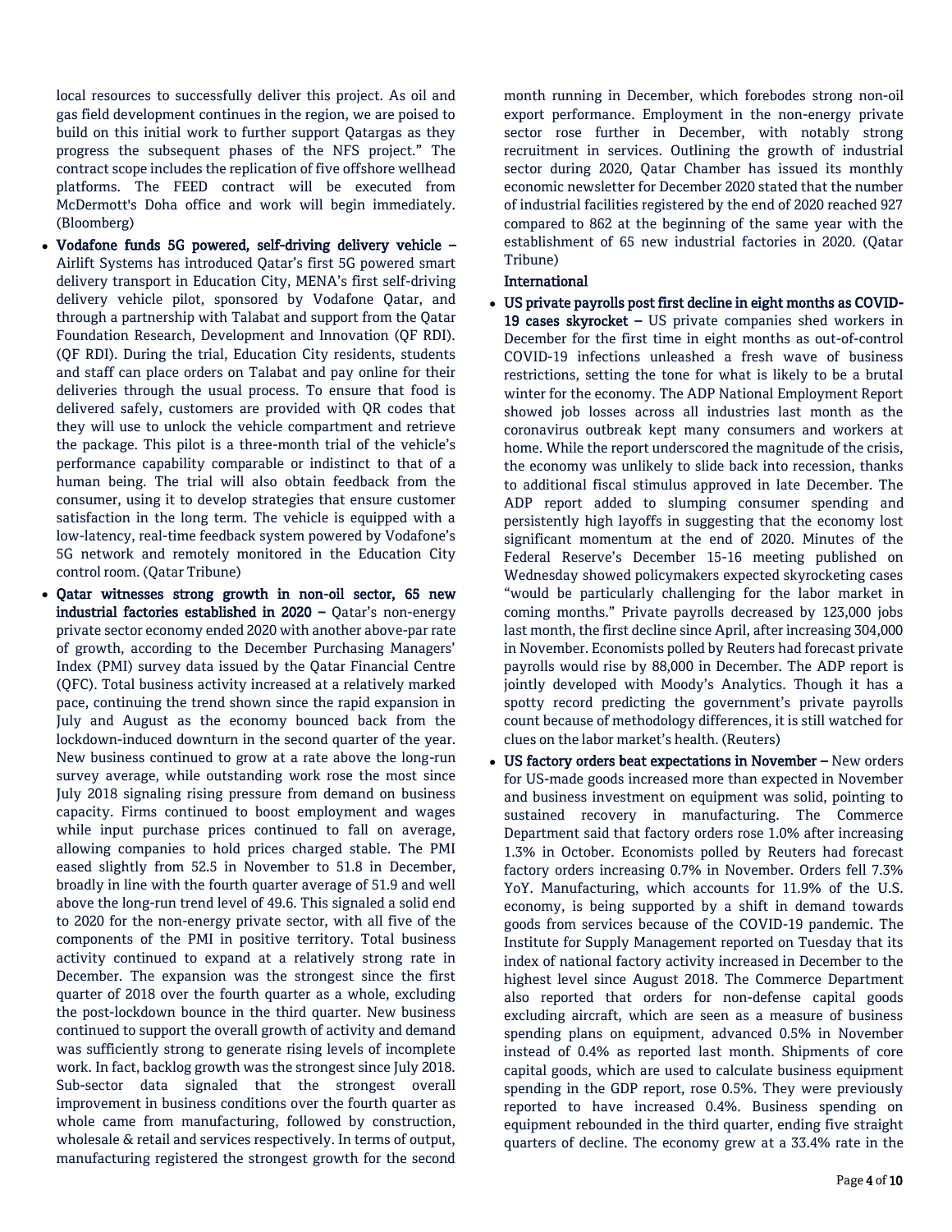local resources to successfully deliver this project. As oil and gas field development continues in the region, we are poised to build on this initial work to further support Qatargas as they progress the subsequent phases of the NFS project." The contract scope includes the replication of five offshore wellhead platforms. The FEED contract will be executed from McDermott's Doha office and work will begin immediately. (Bloomberg)

- **Vodafone funds 5G powered, self-driving delivery vehicle –** Airlift Systems has introduced Qatar's first 5G powered smart delivery transport in Education City, MENA's first self-driving delivery vehicle pilot, sponsored by Vodafone Qatar, and through a partnership with Talabat and support from the Qatar Foundation Research, Development and Innovation (QF RDI). (QF RDI). During the trial, Education City residents, students and staff can place orders on Talabat and pay online for their deliveries through the usual process. To ensure that food is delivered safely, customers are provided with QR codes that they will use to unlock the vehicle compartment and retrieve the package. This pilot is a three-month trial of the vehicle's performance capability comparable or indistinct to that of a human being. The trial will also obtain feedback from the consumer, using it to develop strategies that ensure customer satisfaction in the long term. The vehicle is equipped with a low-latency, real-time feedback system powered by Vodafone's 5G network and remotely monitored in the Education City control room. (Qatar Tribune)
- **Qatar witnesses strong growth in non-oil sector, 65 new industrial factories established in 2020 –** Qatar's non-energy private sector economy ended 2020 with another above-par rate of growth, according to the December Purchasing Managers' Index (PMI) survey data issued by the Qatar Financial Centre (QFC). Total business activity increased at a relatively marked pace, continuing the trend shown since the rapid expansion in July and August as the economy bounced back from the lockdown-induced downturn in the second quarter of the year. New business continued to grow at a rate above the long-run survey average, while outstanding work rose the most since July 2018 signaling rising pressure from demand on business capacity. Firms continued to boost employment and wages while input purchase prices continued to fall on average, allowing companies to hold prices charged stable. The PMI eased slightly from 52.5 in November to 51.8 in December, broadly in line with the fourth quarter average of 51.9 and well above the long-run trend level of 49.6. This signaled a solid end to 2020 for the non-energy private sector, with all five of the components of the PMI in positive territory. Total business activity continued to expand at a relatively strong rate in December. The expansion was the strongest since the first quarter of 2018 over the fourth quarter as a whole, excluding the post-lockdown bounce in the third quarter. New business continued to support the overall growth of activity and demand was sufficiently strong to generate rising levels of incomplete work. In fact, backlog growth was the strongest since July 2018. Sub-sector data signaled that the strongest overall improvement in business conditions over the fourth quarter as whole came from manufacturing, followed by construction, wholesale & retail and services respectively. In terms of output, manufacturing registered the strongest growth for the second month running in December, which forebodes strong non-oil export performance. Employment in the non-energy private sector rose further in December, with notably strong recruitment in services. Outlining the growth of industrial sector during 2020, Qatar Chamber has issued its monthly economic newsletter for December 2020 stated that the number of industrial facilities registered by the end of 2020 reached 927 compared to 862 at the beginning of the same year with the establishment of 65 new industrial factories in 2020. (Qatar Tribune)

## International

- **US private payrolls post first decline in eight months as COVID-19 cases skyrocket –** US private companies shed workers in December for the first time in eight months as out-of-control COVID-19 infections unleashed a fresh wave of business restrictions, setting the tone for what is likely to be a brutal winter for the economy. The ADP National Employment Report showed job losses across all industries last month as the coronavirus outbreak kept many consumers and workers at home. While the report underscored the magnitude of the crisis, the economy was unlikely to slide back into recession, thanks to additional fiscal stimulus approved in late December. The ADP report added to slumping consumer spending and persistently high layoffs in suggesting that the economy lost significant momentum at the end of 2020. Minutes of the Federal Reserve's December 15-16 meeting published on Wednesday showed policymakers expected skyrocketing cases "would be particularly challenging for the labor market in coming months." Private payrolls decreased by 123,000 jobs last month, the first decline since April, after increasing 304,000 in November. Economists polled by Reuters had forecast private payrolls would rise by 88,000 in December. The ADP report is jointly developed with Moody's Analytics. Though it has a spotty record predicting the government's private payrolls count because of methodology differences, it is still watched for clues on the labor market's health. (Reuters)
- **US factory orders beat expectations in November –** New orders for US-made goods increased more than expected in November and business investment on equipment was solid, pointing to sustained recovery in manufacturing. The Commerce Department said that factory orders rose 1.0% after increasing 1.3% in October. Economists polled by Reuters had forecast factory orders increasing 0.7% in November. Orders fell 7.3% YoY. Manufacturing, which accounts for 11.9% of the U.S. economy, is being supported by a shift in demand towards goods from services because of the COVID-19 pandemic. The Institute for Supply Management reported on Tuesday that its index of national factory activity increased in December to the highest level since August 2018. The Commerce Department also reported that orders for non-defense capital goods excluding aircraft, which are seen as a measure of business spending plans on equipment, advanced 0.5% in November instead of 0.4% as reported last month. Shipments of core capital goods, which are used to calculate business equipment spending in the GDP report, rose 0.5%. They were previously reported to have increased 0.4%. Business spending on equipment rebounded in the third quarter, ending five straight quarters of decline. The economy grew at a 33.4% rate in the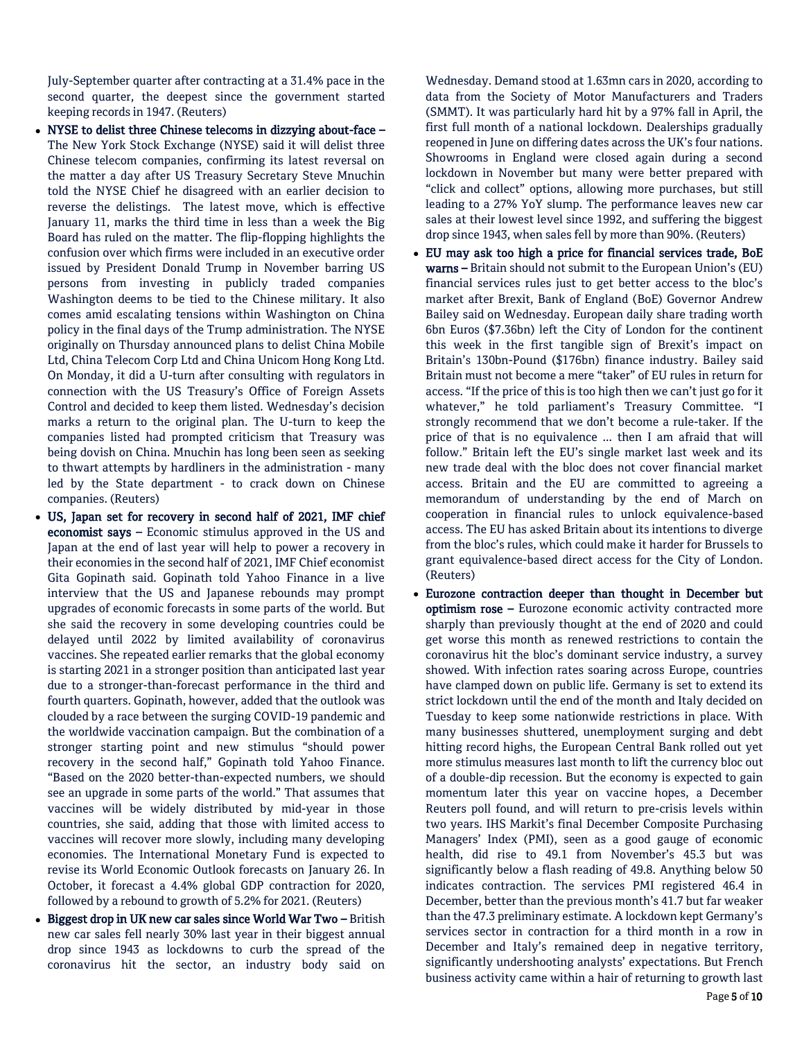July-September quarter after contracting at a 31.4% pace in the second quarter, the deepest since the government started keeping records in 1947. (Reuters)

- **NYSE to delist three Chinese telecoms in dizzying about-face –** The New York Stock Exchange (NYSE) said it will delist three Chinese telecom companies, confirming its latest reversal on the matter a day after US Treasury Secretary Steve Mnuchin told the NYSE Chief he disagreed with an earlier decision to reverse the delistings. The latest move, which is effective January 11, marks the third time in less than a week the Big Board has ruled on the matter. The flip-flopping highlights the confusion over which firms were included in an executive order issued by President Donald Trump in November barring US persons from investing in publicly traded companies Washington deems to be tied to the Chinese military. It also comes amid escalating tensions within Washington on China policy in the final days of the Trump administration. The NYSE originally on Thursday announced plans to delist China Mobile Ltd, China Telecom Corp Ltd and China Unicom Hong Kong Ltd. On Monday, it did a U-turn after consulting with regulators in connection with the US Treasury's Office of Foreign Assets Control and decided to keep them listed. Wednesday's decision marks a return to the original plan. The U-turn to keep the companies listed had prompted criticism that Treasury was being dovish on China. Mnuchin has long been seen as seeking to thwart attempts by hardliners in the administration - many led by the State department - to crack down on Chinese companies. (Reuters)
- **US, Japan set for recovery in second half of 2021, IMF chief economist says –** Economic stimulus approved in the US and Japan at the end of last year will help to power a recovery in their economies in the second half of 2021, IMF Chief economist Gita Gopinath said. Gopinath told Yahoo Finance in a live interview that the US and Japanese rebounds may prompt upgrades of economic forecasts in some parts of the world. But she said the recovery in some developing countries could be delayed until 2022 by limited availability of coronavirus vaccines. She repeated earlier remarks that the global economy is starting 2021 in a stronger position than anticipated last year due to a stronger-than-forecast performance in the third and fourth quarters. Gopinath, however, added that the outlook was clouded by a race between the surging COVID-19 pandemic and the worldwide vaccination campaign. But the combination of a stronger starting point and new stimulus "should power recovery in the second half," Gopinath told Yahoo Finance. "Based on the 2020 better-than-expected numbers, we should see an upgrade in some parts of the world." That assumes that vaccines will be widely distributed by mid-year in those countries, she said, adding that those with limited access to vaccines will recover more slowly, including many developing economies. The International Monetary Fund is expected to revise its World Economic Outlook forecasts on January 26. In October, it forecast a 4.4% global GDP contraction for 2020, followed by a rebound to growth of 5.2% for 2021. (Reuters)
- **Biggest drop in UK new car sales since World War Two –** British new car sales fell nearly 30% last year in their biggest annual drop since 1943 as lockdowns to curb the spread of the coronavirus hit the sector, an industry body said on Wednesday. Demand stood at 1.63mn cars in 2020, according to data from the Society of Motor Manufacturers and Traders (SMMT). It was particularly hard hit by a 97% fall in April, the first full month of a national lockdown. Dealerships gradually reopened in June on differing dates across the UK's four nations. Showrooms in England were closed again during a second lockdown in November but many were better prepared with "click and collect" options, allowing more purchases, but still leading to a 27% YoY slump. The performance leaves new car sales at their lowest level since 1992, and suffering the biggest drop since 1943, when sales fell by more than 90%. (Reuters)
- **EU may ask too high a price for financial services trade, BoE warns –** Britain should not submit to the European Union's (EU) financial services rules just to get better access to the bloc's market after Brexit, Bank of England (BoE) Governor Andrew Bailey said on Wednesday. European daily share trading worth 6bn Euros ($7.36bn) left the City of London for the continent this week in the first tangible sign of Brexit's impact on Britain's 130bn-Pound ($176bn) finance industry. Bailey said Britain must not become a mere "taker" of EU rules in return for access. "If the price of this is too high then we can't just go for it whatever," he told parliament's Treasury Committee. "I strongly recommend that we don't become a rule-taker. If the price of that is no equivalence … then I am afraid that will follow." Britain left the EU's single market last week and its new trade deal with the bloc does not cover financial market access. Britain and the EU are committed to agreeing a memorandum of understanding by the end of March on cooperation in financial rules to unlock equivalence-based access. The EU has asked Britain about its intentions to diverge from the bloc's rules, which could make it harder for Brussels to grant equivalence-based direct access for the City of London. (Reuters)
- **Eurozone contraction deeper than thought in December but optimism rose –** Eurozone economic activity contracted more sharply than previously thought at the end of 2020 and could get worse this month as renewed restrictions to contain the coronavirus hit the bloc's dominant service industry, a survey showed. With infection rates soaring across Europe, countries have clamped down on public life. Germany is set to extend its strict lockdown until the end of the month and Italy decided on Tuesday to keep some nationwide restrictions in place. With many businesses shuttered, unemployment surging and debt hitting record highs, the European Central Bank rolled out yet more stimulus measures last month to lift the currency bloc out of a double-dip recession. But the economy is expected to gain momentum later this year on vaccine hopes, a December Reuters poll found, and will return to pre-crisis levels within two years. IHS Markit's final December Composite Purchasing Managers' Index (PMI), seen as a good gauge of economic health, did rise to 49.1 from November's 45.3 but was significantly below a flash reading of 49.8. Anything below 50 indicates contraction. The services PMI registered 46.4 in December, better than the previous month's 41.7 but far weaker than the 47.3 preliminary estimate. A lockdown kept Germany's services sector in contraction for a third month in a row in December and Italy's remained deep in negative territory, significantly undershooting analysts' expectations. But French business activity came within a hair of returning to growth last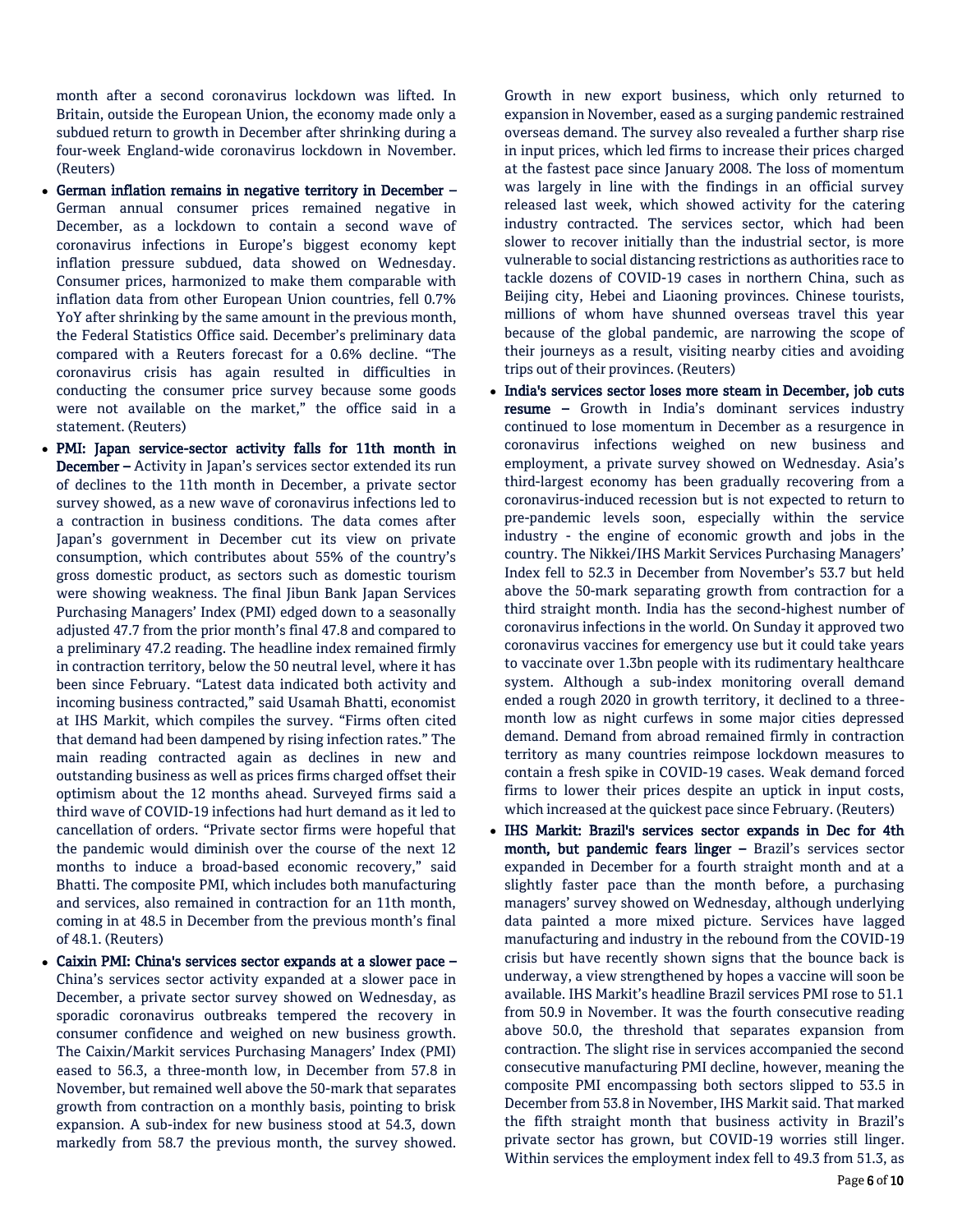month after a second coronavirus lockdown was lifted. In Britain, outside the European Union, the economy made only a subdued return to growth in December after shrinking during a four-week England-wide coronavirus lockdown in November. (Reuters)

- **German inflation remains in negative territory in December –** German annual consumer prices remained negative in December, as a lockdown to contain a second wave of coronavirus infections in Europe's biggest economy kept inflation pressure subdued, data showed on Wednesday. Consumer prices, harmonized to make them comparable with inflation data from other European Union countries, fell 0.7% YoY after shrinking by the same amount in the previous month, the Federal Statistics Office said. December's preliminary data compared with a Reuters forecast for a 0.6% decline. "The coronavirus crisis has again resulted in difficulties in conducting the consumer price survey because some goods were not available on the market," the office said in a statement. (Reuters)
- **PMI: Japan service-sector activity falls for 11th month in December –** Activity in Japan's services sector extended its run of declines to the 11th month in December, a private sector survey showed, as a new wave of coronavirus infections led to a contraction in business conditions. The data comes after Japan's government in December cut its view on private consumption, which contributes about 55% of the country's gross domestic product, as sectors such as domestic tourism were showing weakness. The final Jibun Bank Japan Services Purchasing Managers' Index (PMI) edged down to a seasonally adjusted 47.7 from the prior month's final 47.8 and compared to a preliminary 47.2 reading. The headline index remained firmly in contraction territory, below the 50 neutral level, where it has been since February. "Latest data indicated both activity and incoming business contracted," said Usamah Bhatti, economist at IHS Markit, which compiles the survey. "Firms often cited that demand had been dampened by rising infection rates." The main reading contracted again as declines in new and outstanding business as well as prices firms charged offset their optimism about the 12 months ahead. Surveyed firms said a third wave of COVID-19 infections had hurt demand as it led to cancellation of orders. "Private sector firms were hopeful that the pandemic would diminish over the course of the next 12 months to induce a broad-based economic recovery," said Bhatti. The composite PMI, which includes both manufacturing and services, also remained in contraction for an 11th month, coming in at 48.5 in December from the previous month's final of 48.1. (Reuters)
- **Caixin PMI: China's services sector expands at a slower pace –** China's services sector activity expanded at a slower pace in December, a private sector survey showed on Wednesday, as sporadic coronavirus outbreaks tempered the recovery in consumer confidence and weighed on new business growth. The Caixin/Markit services Purchasing Managers' Index (PMI) eased to 56.3, a three-month low, in December from 57.8 in November, but remained well above the 50-mark that separates growth from contraction on a monthly basis, pointing to brisk expansion. A sub-index for new business stood at 54.3, down markedly from 58.7 the previous month, the survey showed. Growth in new export business, which only returned to expansion in November, eased as a surging pandemic restrained overseas demand. The survey also revealed a further sharp rise in input prices, which led firms to increase their prices charged at the fastest pace since January 2008. The loss of momentum was largely in line with the findings in an official survey released last week, which showed activity for the catering industry contracted. The services sector, which had been slower to recover initially than the industrial sector, is more vulnerable to social distancing restrictions as authorities race to tackle dozens of COVID-19 cases in northern China, such as Beijing city, Hebei and Liaoning provinces. Chinese tourists, millions of whom have shunned overseas travel this year because of the global pandemic, are narrowing the scope of their journeys as a result, visiting nearby cities and avoiding trips out of their provinces. (Reuters)
- **India's services sector loses more steam in December, job cuts resume –** Growth in India's dominant services industry continued to lose momentum in December as a resurgence in coronavirus infections weighed on new business and employment, a private survey showed on Wednesday. Asia's third-largest economy has been gradually recovering from a coronavirus-induced recession but is not expected to return to pre-pandemic levels soon, especially within the service industry - the engine of economic growth and jobs in the country. The Nikkei/IHS Markit Services Purchasing Managers' Index fell to 52.3 in December from November's 53.7 but held above the 50-mark separating growth from contraction for a third straight month. India has the second-highest number of coronavirus infections in the world. On Sunday it approved two coronavirus vaccines for emergency use but it could take years to vaccinate over 1.3bn people with its rudimentary healthcare system. Although a sub-index monitoring overall demand ended a rough 2020 in growth territory, it declined to a three-month low as night curfews in some major cities depressed demand. Demand from abroad remained firmly in contraction territory as many countries reimpose lockdown measures to contain a fresh spike in COVID-19 cases. Weak demand forced firms to lower their prices despite an uptick in input costs, which increased at the quickest pace since February. (Reuters)
- **IHS Markit: Brazil's services sector expands in Dec for 4th month, but pandemic fears linger –** Brazil's services sector expanded in December for a fourth straight month and at a slightly faster pace than the month before, a purchasing managers' survey showed on Wednesday, although underlying data painted a more mixed picture. Services have lagged manufacturing and industry in the rebound from the COVID-19 crisis but have recently shown signs that the bounce back is underway, a view strengthened by hopes a vaccine will soon be available. IHS Markit's headline Brazil services PMI rose to 51.1 from 50.9 in November. It was the fourth consecutive reading above 50.0, the threshold that separates expansion from contraction. The slight rise in services accompanied the second consecutive manufacturing PMI decline, however, meaning the composite PMI encompassing both sectors slipped to 53.5 in December from 53.8 in November, IHS Markit said. That marked the fifth straight month that business activity in Brazil's private sector has grown, but COVID-19 worries still linger. Within services the employment index fell to 49.3 from 51.3, as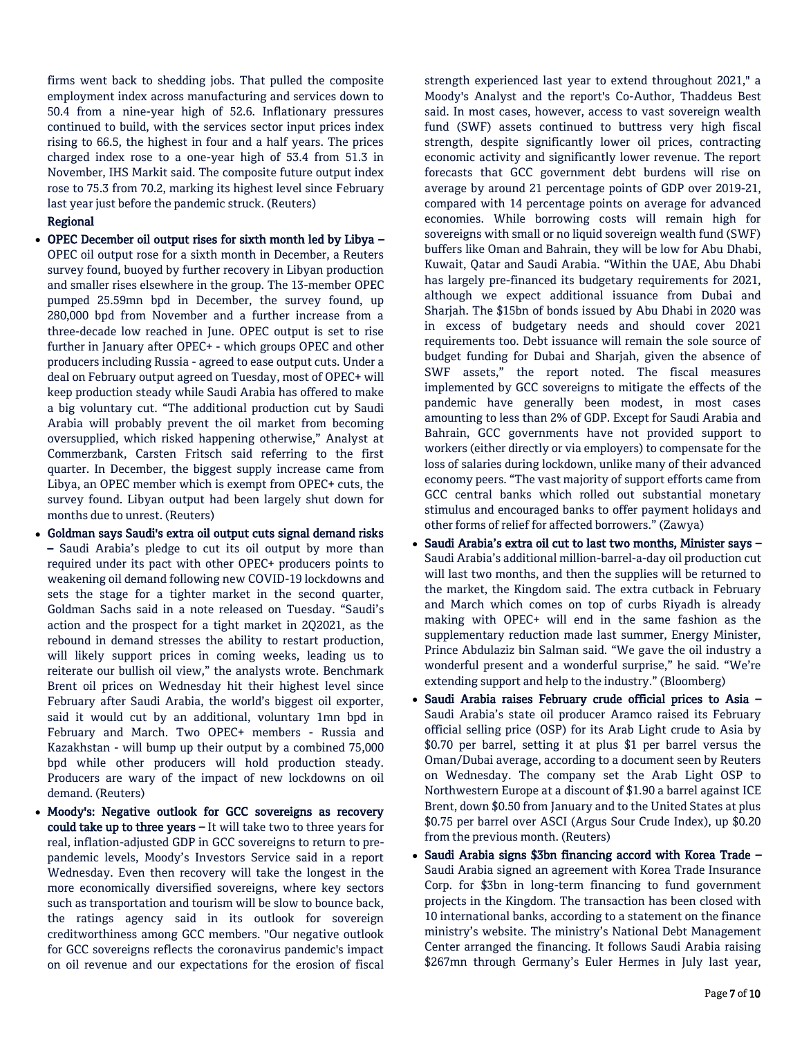firms went back to shedding jobs. That pulled the composite employment index across manufacturing and services down to 50.4 from a nine-year high of 52.6. Inflationary pressures continued to build, with the services sector input prices index rising to 66.5, the highest in four and a half years. The prices charged index rose to a one-year high of 53.4 from 51.3 in November, IHS Markit said. The composite future output index rose to 75.3 from 70.2, marking its highest level since February last year just before the pandemic struck. (Reuters)

**Regional**

- **OPEC December oil output rises for sixth month led by Libya –** OPEC oil output rose for a sixth month in December, a Reuters survey found, buoyed by further recovery in Libyan production and smaller rises elsewhere in the group. The 13-member OPEC pumped 25.59mn bpd in December, the survey found, up 280,000 bpd from November and a further increase from a three-decade low reached in June. OPEC output is set to rise further in January after OPEC+ - which groups OPEC and other producers including Russia - agreed to ease output cuts. Under a deal on February output agreed on Tuesday, most of OPEC+ will keep production steady while Saudi Arabia has offered to make a big voluntary cut. "The additional production cut by Saudi Arabia will probably prevent the oil market from becoming oversupplied, which risked happening otherwise," Analyst at Commerzbank, Carsten Fritsch said referring to the first quarter. In December, the biggest supply increase came from Libya, an OPEC member which is exempt from OPEC+ cuts, the survey found. Libyan output had been largely shut down for months due to unrest. (Reuters)
- **Goldman says Saudi's extra oil output cuts signal demand risks –** Saudi Arabia's pledge to cut its oil output by more than required under its pact with other OPEC+ producers points to weakening oil demand following new COVID-19 lockdowns and sets the stage for a tighter market in the second quarter, Goldman Sachs said in a note released on Tuesday. "Saudi's action and the prospect for a tight market in 2Q2021, as the rebound in demand stresses the ability to restart production, will likely support prices in coming weeks, leading us to reiterate our bullish oil view," the analysts wrote. Benchmark Brent oil prices on Wednesday hit their highest level since February after Saudi Arabia, the world's biggest oil exporter, said it would cut by an additional, voluntary 1mn bpd in February and March. Two OPEC+ members - Russia and Kazakhstan - will bump up their output by a combined 75,000 bpd while other producers will hold production steady. Producers are wary of the impact of new lockdowns on oil demand. (Reuters)
- **Moody's: Negative outlook for GCC sovereigns as recovery could take up to three years –** It will take two to three years for real, inflation-adjusted GDP in GCC sovereigns to return to pre-pandemic levels, Moody's Investors Service said in a report Wednesday. Even then recovery will take the longest in the more economically diversified sovereigns, where key sectors such as transportation and tourism will be slow to bounce back, the ratings agency said in its outlook for sovereign creditworthiness among GCC members. "Our negative outlook for GCC sovereigns reflects the coronavirus pandemic's impact on oil revenue and our expectations for the erosion of fiscal strength experienced last year to extend throughout 2021," a Moody's Analyst and the report's Co-Author, Thaddeus Best said. In most cases, however, access to vast sovereign wealth fund (SWF) assets continued to buttress very high fiscal strength, despite significantly lower oil prices, contracting economic activity and significantly lower revenue. The report forecasts that GCC government debt burdens will rise on average by around 21 percentage points of GDP over 2019-21, compared with 14 percentage points on average for advanced economies. While borrowing costs will remain high for sovereigns with small or no liquid sovereign wealth fund (SWF) buffers like Oman and Bahrain, they will be low for Abu Dhabi, Kuwait, Qatar and Saudi Arabia. "Within the UAE, Abu Dhabi has largely pre-financed its budgetary requirements for 2021, although we expect additional issuance from Dubai and Sharjah. The $15bn of bonds issued by Abu Dhabi in 2020 was in excess of budgetary needs and should cover 2021 requirements too. Debt issuance will remain the sole source of budget funding for Dubai and Sharjah, given the absence of SWF assets," the report noted. The fiscal measures implemented by GCC sovereigns to mitigate the effects of the pandemic have generally been modest, in most cases amounting to less than 2% of GDP. Except for Saudi Arabia and Bahrain, GCC governments have not provided support to workers (either directly or via employers) to compensate for the loss of salaries during lockdown, unlike many of their advanced economy peers. "The vast majority of support efforts came from GCC central banks which rolled out substantial monetary stimulus and encouraged banks to offer payment holidays and other forms of relief for affected borrowers." (Zawya)
- **Saudi Arabia's extra oil cut to last two months, Minister says –** Saudi Arabia's additional million-barrel-a-day oil production cut will last two months, and then the supplies will be returned to the market, the Kingdom said. The extra cutback in February and March which comes on top of curbs Riyadh is already making with OPEC+ will end in the same fashion as the supplementary reduction made last summer, Energy Minister, Prince Abdulaziz bin Salman said. "We gave the oil industry a wonderful present and a wonderful surprise," he said. "We're extending support and help to the industry." (Bloomberg)
- **Saudi Arabia raises February crude official prices to Asia –** Saudi Arabia's state oil producer Aramco raised its February official selling price (OSP) for its Arab Light crude to Asia by $0.70 per barrel, setting it at plus $1 per barrel versus the Oman/Dubai average, according to a document seen by Reuters on Wednesday. The company set the Arab Light OSP to Northwestern Europe at a discount of $1.90 a barrel against ICE Brent, down $0.50 from January and to the United States at plus $0.75 per barrel over ASCI (Argus Sour Crude Index), up $0.20 from the previous month. (Reuters)
- **Saudi Arabia signs $3bn financing accord with Korea Trade –** Saudi Arabia signed an agreement with Korea Trade Insurance Corp. for $3bn in long-term financing to fund government projects in the Kingdom. The transaction has been closed with 10 international banks, according to a statement on the finance ministry's website. The ministry's National Debt Management Center arranged the financing. It follows Saudi Arabia raising $267mn through Germany's Euler Hermes in July last year,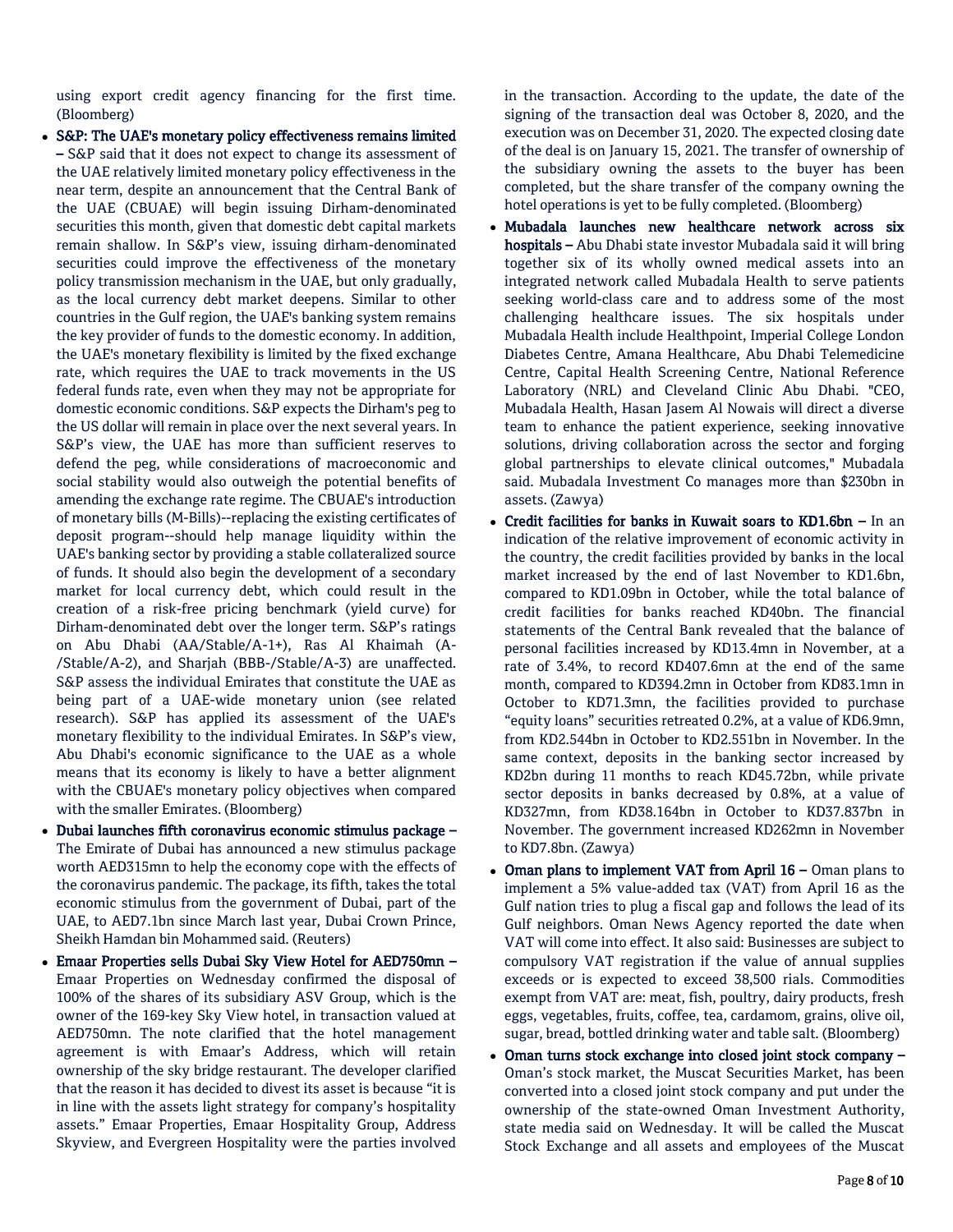using export credit agency financing for the first time. (Bloomberg)

- **S&P: The UAE's monetary policy effectiveness remains limited –** S&P said that it does not expect to change its assessment of the UAE relatively limited monetary policy effectiveness in the near term, despite an announcement that the Central Bank of the UAE (CBUAE) will begin issuing Dirham-denominated securities this month, given that domestic debt capital markets remain shallow. In S&P's view, issuing dirham-denominated securities could improve the effectiveness of the monetary policy transmission mechanism in the UAE, but only gradually, as the local currency debt market deepens. Similar to other countries in the Gulf region, the UAE's banking system remains the key provider of funds to the domestic economy. In addition, the UAE's monetary flexibility is limited by the fixed exchange rate, which requires the UAE to track movements in the US federal funds rate, even when they may not be appropriate for domestic economic conditions. S&P expects the Dirham's peg to the US dollar will remain in place over the next several years. In S&P's view, the UAE has more than sufficient reserves to defend the peg, while considerations of macroeconomic and social stability would also outweigh the potential benefits of amending the exchange rate regime. The CBUAE's introduction of monetary bills (M-Bills)--replacing the existing certificates of deposit program--should help manage liquidity within the UAE's banking sector by providing a stable collateralized source of funds. It should also begin the development of a secondary market for local currency debt, which could result in the creation of a risk-free pricing benchmark (yield curve) for Dirham-denominated debt over the longer term. S&P's ratings on Abu Dhabi (AA/Stable/A-1+), Ras Al Khaimah (A-/Stable/A-2), and Sharjah (BBB-/Stable/A-3) are unaffected. S&P assess the individual Emirates that constitute the UAE as being part of a UAE-wide monetary union (see related research). S&P has applied its assessment of the UAE's monetary flexibility to the individual Emirates. In S&P's view, Abu Dhabi's economic significance to the UAE as a whole means that its economy is likely to have a better alignment with the CBUAE's monetary policy objectives when compared with the smaller Emirates. (Bloomberg)
- **Dubai launches fifth coronavirus economic stimulus package –** The Emirate of Dubai has announced a new stimulus package worth AED315mn to help the economy cope with the effects of the coronavirus pandemic. The package, its fifth, takes the total economic stimulus from the government of Dubai, part of the UAE, to AED7.1bn since March last year, Dubai Crown Prince, Sheikh Hamdan bin Mohammed said. (Reuters)
- **Emaar Properties sells Dubai Sky View Hotel for AED750mn –** Emaar Properties on Wednesday confirmed the disposal of 100% of the shares of its subsidiary ASV Group, which is the owner of the 169-key Sky View hotel, in transaction valued at AED750mn. The note clarified that the hotel management agreement is with Emaar's Address, which will retain ownership of the sky bridge restaurant. The developer clarified that the reason it has decided to divest its asset is because "it is in line with the assets light strategy for company's hospitality assets." Emaar Properties, Emaar Hospitality Group, Address Skyview, and Evergreen Hospitality were the parties involved in the transaction. According to the update, the date of the signing of the transaction deal was October 8, 2020, and the execution was on December 31, 2020. The expected closing date of the deal is on January 15, 2021. The transfer of ownership of the subsidiary owning the assets to the buyer has been completed, but the share transfer of the company owning the hotel operations is yet to be fully completed. (Bloomberg)
- **Mubadala launches new healthcare network across six hospitals –** Abu Dhabi state investor Mubadala said it will bring together six of its wholly owned medical assets into an integrated network called Mubadala Health to serve patients seeking world-class care and to address some of the most challenging healthcare issues. The six hospitals under Mubadala Health include Healthpoint, Imperial College London Diabetes Centre, Amana Healthcare, Abu Dhabi Telemedicine Centre, Capital Health Screening Centre, National Reference Laboratory (NRL) and Cleveland Clinic Abu Dhabi. "CEO, Mubadala Health, Hasan Jasem Al Nowais will direct a diverse team to enhance the patient experience, seeking innovative solutions, driving collaboration across the sector and forging global partnerships to elevate clinical outcomes," Mubadala said. Mubadala Investment Co manages more than $230bn in assets. (Zawya)
- **Credit facilities for banks in Kuwait soars to KD1.6bn –** In an indication of the relative improvement of economic activity in the country, the credit facilities provided by banks in the local market increased by the end of last November to KD1.6bn, compared to KD1.09bn in October, while the total balance of credit facilities for banks reached KD40bn. The financial statements of the Central Bank revealed that the balance of personal facilities increased by KD13.4mn in November, at a rate of 3.4%, to record KD407.6mn at the end of the same month, compared to KD394.2mn in October from KD83.1mn in October to KD71.3mn, the facilities provided to purchase "equity loans" securities retreated 0.2%, at a value of KD6.9mn, from KD2.544bn in October to KD2.551bn in November. In the same context, deposits in the banking sector increased by KD2bn during 11 months to reach KD45.72bn, while private sector deposits in banks decreased by 0.8%, at a value of KD327mn, from KD38.164bn in October to KD37.837bn in November. The government increased KD262mn in November to KD7.8bn. (Zawya)
- **Oman plans to implement VAT from April 16 –** Oman plans to implement a 5% value-added tax (VAT) from April 16 as the Gulf nation tries to plug a fiscal gap and follows the lead of its Gulf neighbors. Oman News Agency reported the date when VAT will come into effect. It also said: Businesses are subject to compulsory VAT registration if the value of annual supplies exceeds or is expected to exceed 38,500 rials. Commodities exempt from VAT are: meat, fish, poultry, dairy products, fresh eggs, vegetables, fruits, coffee, tea, cardamom, grains, olive oil, sugar, bread, bottled drinking water and table salt. (Bloomberg)
- **Oman turns stock exchange into closed joint stock company –** Oman's stock market, the Muscat Securities Market, has been converted into a closed joint stock company and put under the ownership of the state-owned Oman Investment Authority, state media said on Wednesday. It will be called the Muscat Stock Exchange and all assets and employees of the Muscat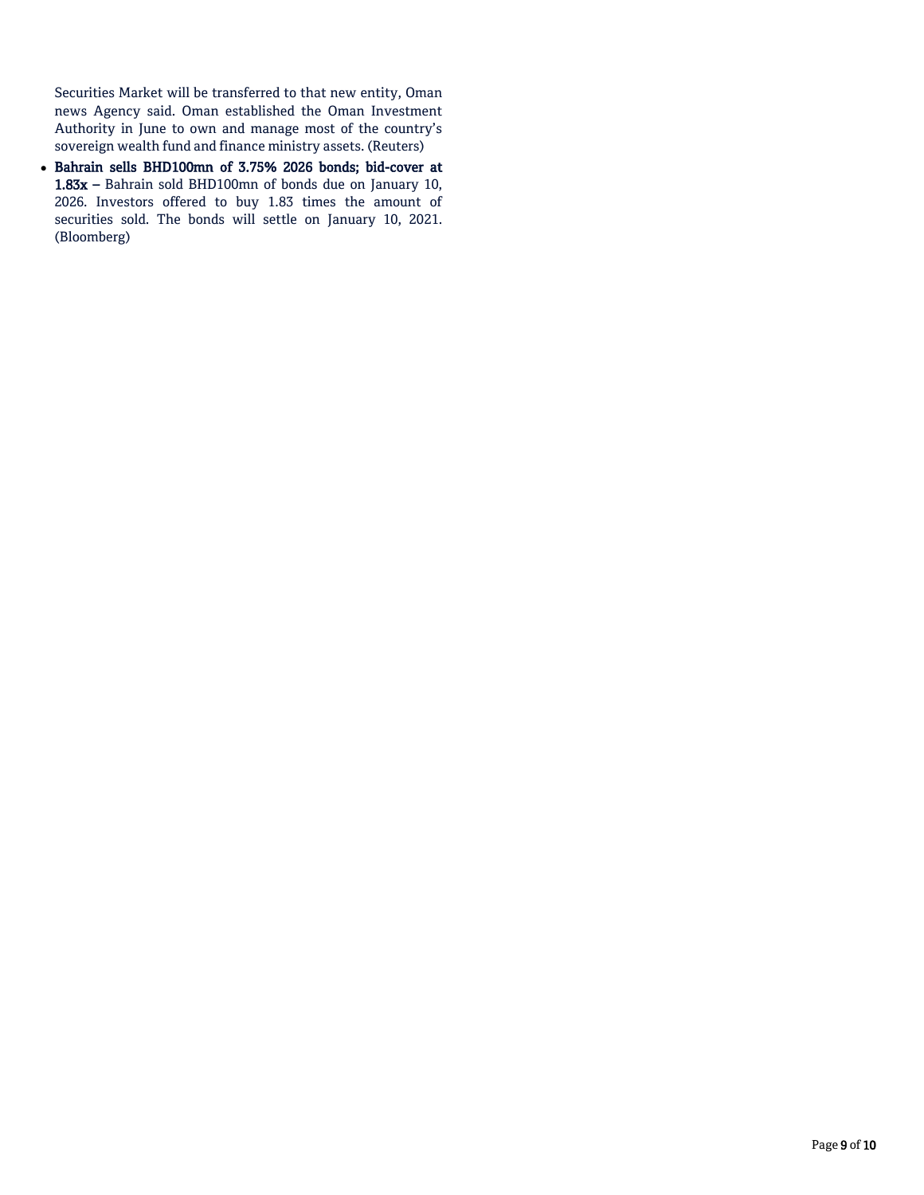Securities Market will be transferred to that new entity, Oman news Agency said. Oman established the Oman Investment Authority in June to own and manage most of the country's sovereign wealth fund and finance ministry assets. (Reuters)

- **Bahrain sells BHD100mn of 3.75% 2026 bonds; bid-cover at 1.83x –** Bahrain sold BHD100mn of bonds due on January 10, 2026. Investors offered to buy 1.83 times the amount of securities sold. The bonds will settle on January 10, 2021. (Bloomberg)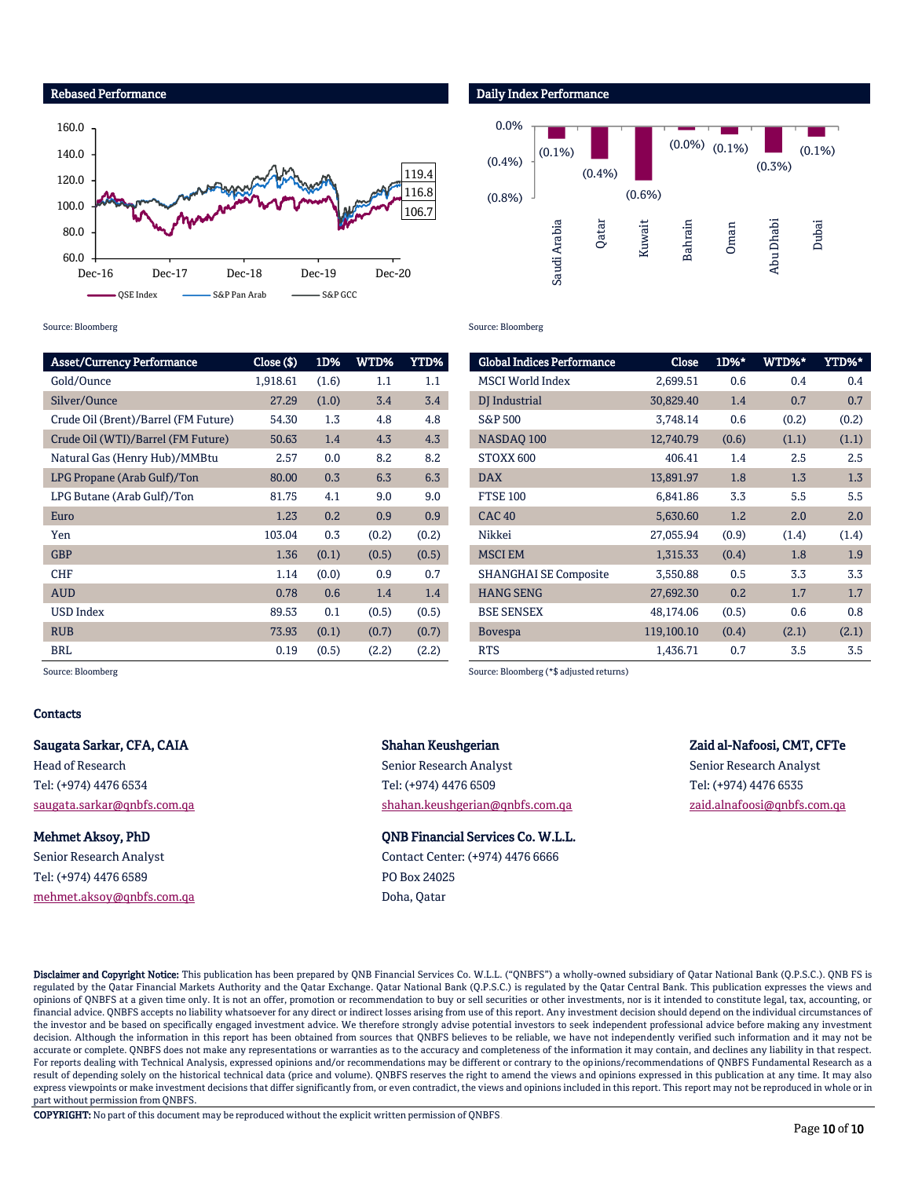## Rebased Performance

160.0
140.0
120.0
100.0
80.0
60.0

Dec-16 Dec-17 Dec-18 Dec-19 Dec-20

119.4
116.8
106.7

QSE Index S&P Pan Arab S&P GCC

Source: Bloomberg

## Daily Index Performance

0.0%
(0.4%)
(0.8%)

(0.1%) (0.4%) (0.6%) (0.0%) (0.1%) (0.3%) (0.1%)

Saudi Arabia Qatar Kuwait Bahrain Oman Abu Dhabi Dubai

Source: Bloomberg

| Asset/Currency Performance | Close ($) | 1D% | WTD% | YTD% |
|---|---|---|---|---|
| Gold/Ounce | 1,918.61 | (1.6) | 1.1 | 1.1 |
| Silver/Ounce | 27.29 | (1.0) | 3.4 | 3.4 |
| Crude Oil (Brent)/Barrel (FM Future) | 54.30 | 1.3 | 4.8 | 4.8 |
| Crude Oil (WTI)/Barrel (FM Future) | 50.63 | 1.4 | 4.3 | 4.3 |
| Natural Gas (Henry Hub)/MMBtu | 2.57 | 0.0 | 8.2 | 8.2 |
| LPG Propane (Arab Gulf)/Ton | 80.00 | 0.3 | 6.3 | 6.3 |
| LPG Butane (Arab Gulf)/Ton | 81.75 | 4.1 | 9.0 | 9.0 |
| Euro | 1.23 | 0.2 | 0.9 | 0.9 |
| Yen | 103.04 | 0.3 | (0.2) | (0.2) |
| GBP | 1.36 | (0.1) | (0.5) | (0.5) |
| CHF | 1.14 | (0.0) | 0.9 | 0.7 |
| AUD | 0.78 | 0.6 | 1.4 | 1.4 |
| USD Index | 89.53 | 0.1 | (0.5) | (0.5) |
| RUB | 73.93 | (0.1) | (0.7) | (0.7) |
| BRL | 0.19 | (0.5) | (2.2) | (2.2) |

Source: Bloomberg

| Global Indices Performance | Close | 1D%* | WTD%* | YTD%* |
|---|---|---|---|---|
| MSCI World Index | 2,699.51 | 0.6 | 0.4 | 0.4 |
| DJ Industrial | 30,829.40 | 1.4 | 0.7 | 0.7 |
| S&P 500 | 3,748.14 | 0.6 | (0.2) | (0.2) |
| NASDAQ 100 | 12,740.79 | (0.6) | (1.1) | (1.1) |
| STOXX 600 | 406.41 | 1.4 | 2.5 | 2.5 |
| DAX | 13,891.97 | 1.8 | 1.3 | 1.3 |
| FTSE 100 | 6,841.86 | 3.3 | 5.5 | 5.5 |
| CAC 40 | 5,630.60 | 1.2 | 2.0 | 2.0 |
| Nikkei | 27,055.94 | (0.9) | (1.4) | (1.4) |
| MSCI EM | 1,315.33 | (0.4) | 1.8 | 1.9 |
| SHANGHAI SE Composite | 3,550.88 | 0.5 | 3.3 | 3.3 |
| HANG SENG | 27,692.30 | 0.2 | 1.7 | 1.7 |
| BSE SENSEX | 48,174.06 | (0.5) | 0.6 | 0.8 |
| Bovespa | 119,100.10 | (0.4) | (2.1) | (2.1) |
| RTS | 1,436.71 | 0.7 | 3.5 | 3.5 |

Source: Bloomberg (*$ adjusted returns)

### Contacts

**Saugata Sarkar, CFA, CAIA**
Head of Research
Tel: (+974) 4476 6534
saugata.sarkar@qnbfs.com.qa

**Shahan Keushgerian**
Senior Research Analyst
Tel: (+974) 4476 6509
shahan.keushgerian@qnbfs.com.qa

**Zaid al-Nafoosi, CMT, CFTe**
Senior Research Analyst
Tel: (+974) 4476 6535
zaid.alnafoosi@qnbfs.com.qa

**Mehmet Aksoy, PhD**
Senior Research Analyst
Tel: (+974) 4476 6589
mehmet.aksoy@qnbfs.com.qa

**QNB Financial Services Co. W.L.L.**
Contact Center: (+974) 4476 6666
PO Box 24025
Doha, Qatar

**Disclaimer and Copyright Notice:** This publication has been prepared by QNB Financial Services Co. W.L.L. ("QNBFS") a wholly-owned subsidiary of Qatar National Bank (Q.P.S.C.). QNB FS is regulated by the Qatar Financial Markets Authority and the Qatar Exchange. Qatar National Bank (Q.P.S.C.) is regulated by the Qatar Central Bank. This publication expresses the views and opinions of QNBFS at a given time only. It is not an offer, promotion or recommendation to buy or sell securities or other investments, nor is it intended to constitute legal, tax, accounting, or financial advice. QNBFS accepts no liability whatsoever for any direct or indirect losses arising from use of this report. Any investment decision should depend on the individual circumstances of the investor and be based on specifically engaged investment advice. We therefore strongly advise potential investors to seek independent professional advice before making any investment decision. Although the information in this report has been obtained from sources that QNBFS believes to be reliable, we have not independently verified such information and it may not be accurate or complete. QNBFS does not make any representations or warranties as to the accuracy and completeness of the information it may contain, and declines any liability in that respect. For reports dealing with Technical Analysis, expressed opinions and/or recommendations may be different or contrary to the opinions/recommendations of QNBFS Fundamental Research as a result of depending solely on the historical technical data (price and volume). QNBFS reserves the right to amend the views and opinions expressed in this publication at any time. It may also express viewpoints or make investment decisions that differ significantly from, or even contradict, the views and opinions included in this report. This report may not be reproduced in whole or in part without permission from QNBFS.

**COPYRIGHT:** No part of this document may be reproduced without the explicit written permission of QNBFS